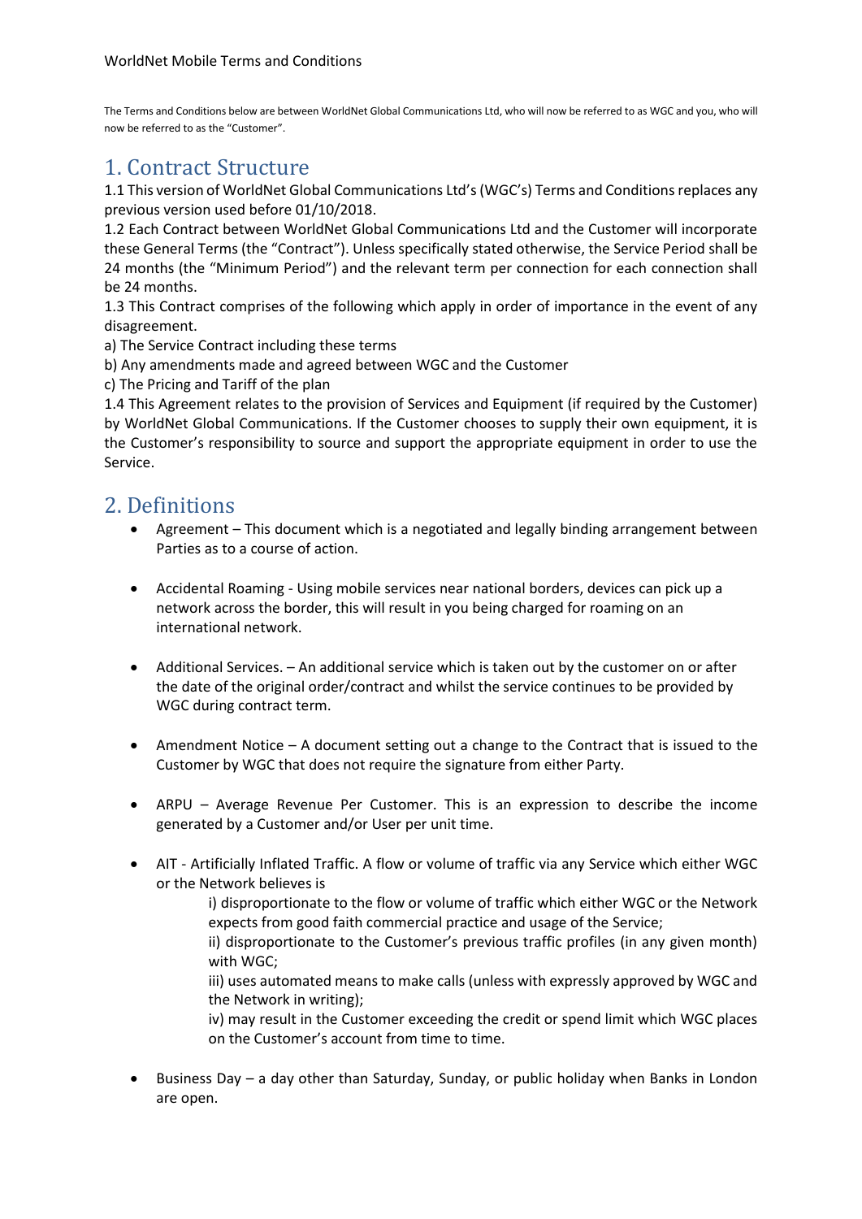WorldNet Mobile Terms and Conditions

The Terms and Conditions below are between WorldNet Global Communications Ltd, who will now be referred to as WGC and you, who will now be referred to as the "Customer".

## 1. Contract Structure

1.1 This version of WorldNet Global Communications Ltd's (WGC's) Terms and Conditions replaces any previous version used before 01/10/2018.

1.2 Each Contract between WorldNet Global Communications Ltd and the Customer will incorporate these General Terms (the "Contract"). Unless specifically stated otherwise, the Service Period shall be 24 months (the "Minimum Period") and the relevant term per connection for each connection shall be 24 months.

1.3 This Contract comprises of the following which apply in order of importance in the event of any disagreement.

a) The Service Contract including these terms
b) Any amendments made and agreed between WGC and the Customer
c) The Pricing and Tariff of the plan

1.4 This Agreement relates to the provision of Services and Equipment (if required by the Customer) by WorldNet Global Communications. If the Customer chooses to supply their own equipment, it is the Customer's responsibility to source and support the appropriate equipment in order to use the Service.

## 2. Definitions

- Agreement – This document which is a negotiated and legally binding arrangement between Parties as to a course of action.
- Accidental Roaming - Using mobile services near national borders, devices can pick up a network across the border, this will result in you being charged for roaming on an international network.
- Additional Services. – An additional service which is taken out by the customer on or after the date of the original order/contract and whilst the service continues to be provided by WGC during contract term.
- Amendment Notice – A document setting out a change to the Contract that is issued to the Customer by WGC that does not require the signature from either Party.
- ARPU – Average Revenue Per Customer. This is an expression to describe the income generated by a Customer and/or User per unit time.
- AIT - Artificially Inflated Traffic. A flow or volume of traffic via any Service which either WGC or the Network believes is
    - i) disproportionate to the flow or volume of traffic which either WGC or the Network expects from good faith commercial practice and usage of the Service;
    - ii) disproportionate to the Customer's previous traffic profiles (in any given month) with WGC;
    - iii) uses automated means to make calls (unless with expressly approved by WGC and the Network in writing);
    - iv) may result in the Customer exceeding the credit or spend limit which WGC places on the Customer's account from time to time.
- Business Day – a day other than Saturday, Sunday, or public holiday when Banks in London are open.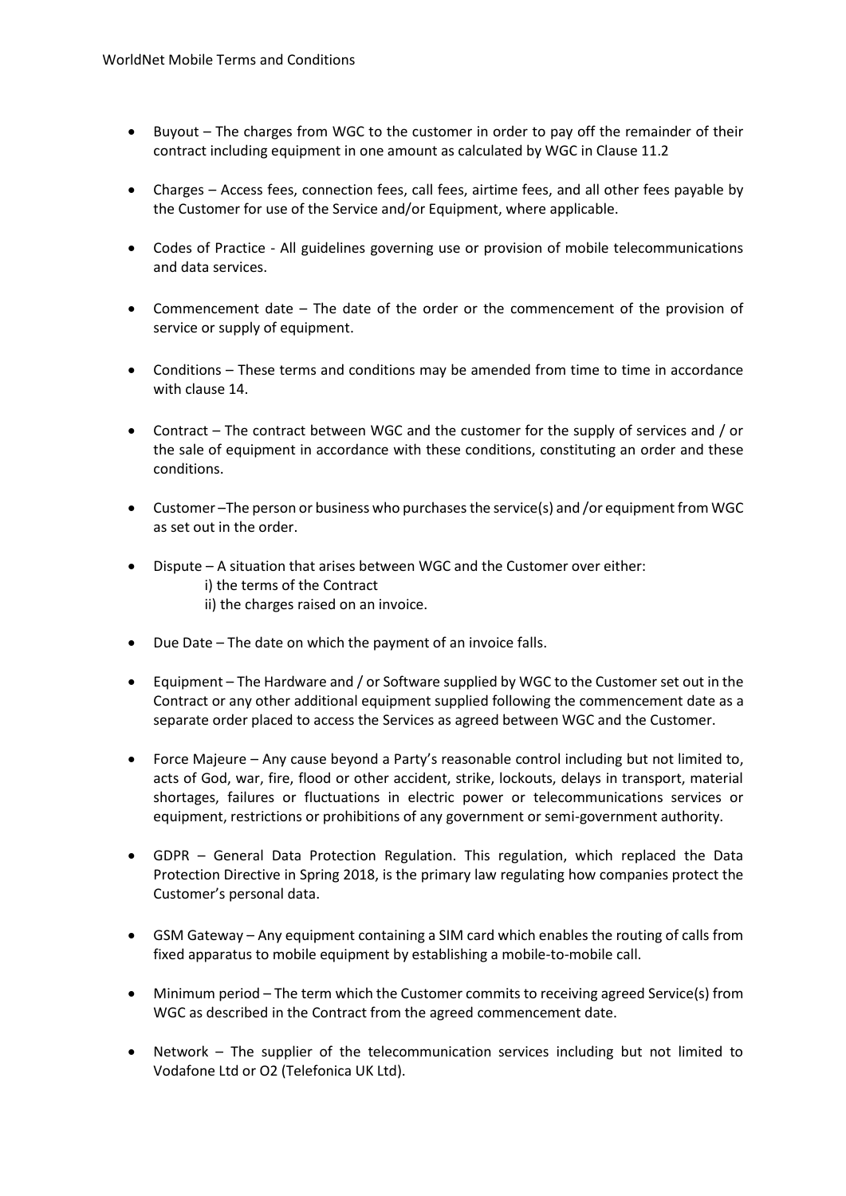- Buyout – The charges from WGC to the customer in order to pay off the remainder of their contract including equipment in one amount as calculated by WGC in Clause 11.2

- Charges – Access fees, connection fees, call fees, airtime fees, and all other fees payable by the Customer for use of the Service and/or Equipment, where applicable.

- Codes of Practice - All guidelines governing use or provision of mobile telecommunications and data services.

- Commencement date – The date of the order or the commencement of the provision of service or supply of equipment.

- Conditions – These terms and conditions may be amended from time to time in accordance with clause 14.

- Contract – The contract between WGC and the customer for the supply of services and / or the sale of equipment in accordance with these conditions, constituting an order and these conditions.

- Customer –The person or business who purchases the service(s) and /or equipment from WGC as set out in the order.

- Dispute – A situation that arises between WGC and the Customer over either:
  - i) the terms of the Contract
  - ii) the charges raised on an invoice.

- Due Date – The date on which the payment of an invoice falls.

- Equipment – The Hardware and / or Software supplied by WGC to the Customer set out in the Contract or any other additional equipment supplied following the commencement date as a separate order placed to access the Services as agreed between WGC and the Customer.

- Force Majeure – Any cause beyond a Party's reasonable control including but not limited to, acts of God, war, fire, flood or other accident, strike, lockouts, delays in transport, material shortages, failures or fluctuations in electric power or telecommunications services or equipment, restrictions or prohibitions of any government or semi-government authority.

- GDPR – General Data Protection Regulation. This regulation, which replaced the Data Protection Directive in Spring 2018, is the primary law regulating how companies protect the Customer's personal data.

- GSM Gateway – Any equipment containing a SIM card which enables the routing of calls from fixed apparatus to mobile equipment by establishing a mobile-to-mobile call.

- Minimum period – The term which the Customer commits to receiving agreed Service(s) from WGC as described in the Contract from the agreed commencement date.

- Network – The supplier of the telecommunication services including but not limited to Vodafone Ltd or O2 (Telefonica UK Ltd).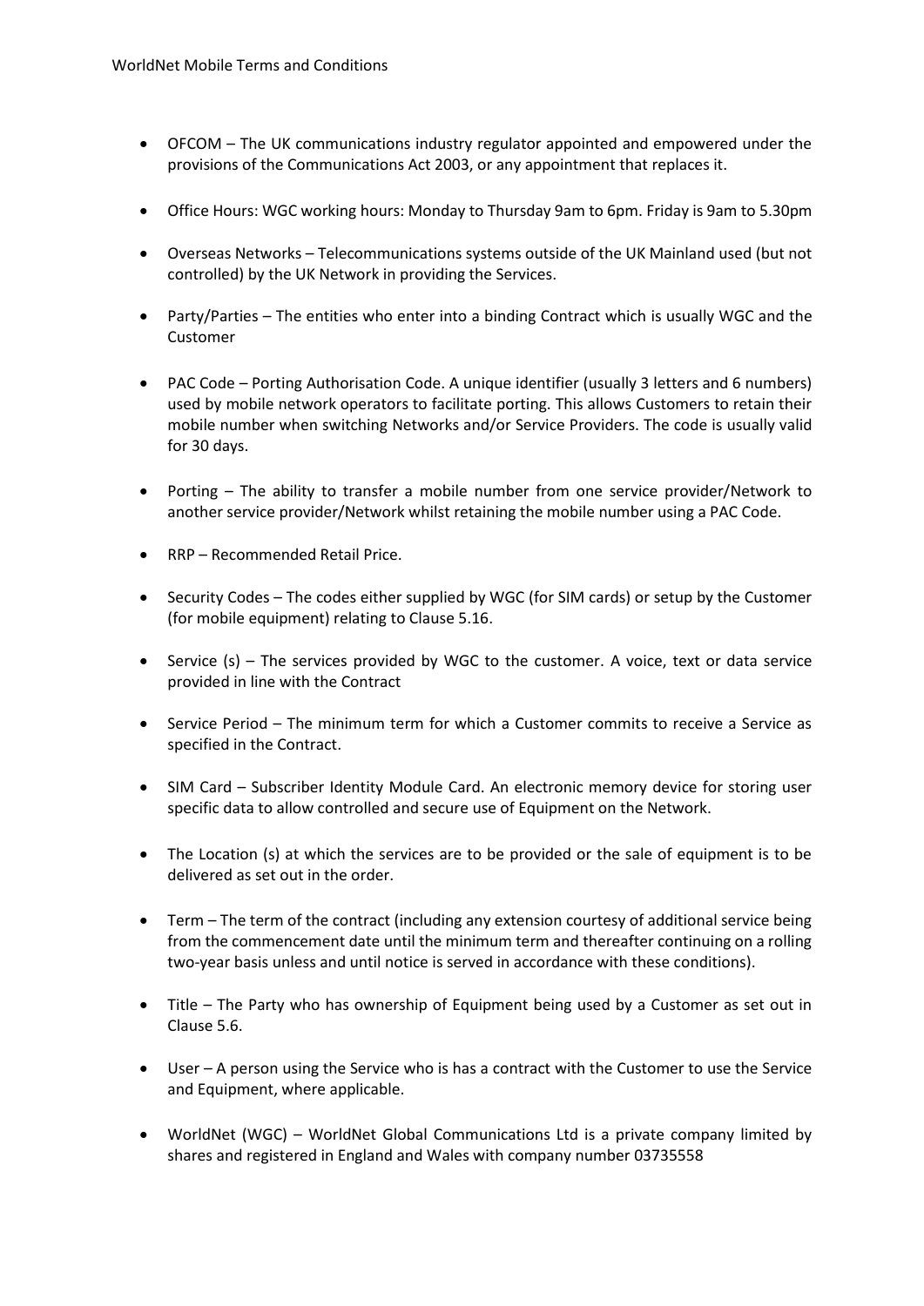- OFCOM – The UK communications industry regulator appointed and empowered under the provisions of the Communications Act 2003, or any appointment that replaces it.

- Office Hours: WGC working hours: Monday to Thursday 9am to 6pm. Friday is 9am to 5.30pm

- Overseas Networks – Telecommunications systems outside of the UK Mainland used (but not controlled) by the UK Network in providing the Services.

- Party/Parties – The entities who enter into a binding Contract which is usually WGC and the Customer

- PAC Code – Porting Authorisation Code. A unique identifier (usually 3 letters and 6 numbers) used by mobile network operators to facilitate porting. This allows Customers to retain their mobile number when switching Networks and/or Service Providers. The code is usually valid for 30 days.

- Porting – The ability to transfer a mobile number from one service provider/Network to another service provider/Network whilst retaining the mobile number using a PAC Code.

- RRP – Recommended Retail Price.

- Security Codes – The codes either supplied by WGC (for SIM cards) or setup by the Customer (for mobile equipment) relating to Clause 5.16.

- Service (s) – The services provided by WGC to the customer. A voice, text or data service provided in line with the Contract

- Service Period – The minimum term for which a Customer commits to receive a Service as specified in the Contract.

- SIM Card – Subscriber Identity Module Card. An electronic memory device for storing user specific data to allow controlled and secure use of Equipment on the Network.

- The Location (s) at which the services are to be provided or the sale of equipment is to be delivered as set out in the order.

- Term – The term of the contract (including any extension courtesy of additional service being from the commencement date until the minimum term and thereafter continuing on a rolling two-year basis unless and until notice is served in accordance with these conditions).

- Title – The Party who has ownership of Equipment being used by a Customer as set out in Clause 5.6.

- User – A person using the Service who is has a contract with the Customer to use the Service and Equipment, where applicable.

- WorldNet (WGC) – WorldNet Global Communications Ltd is a private company limited by shares and registered in England and Wales with company number 03735558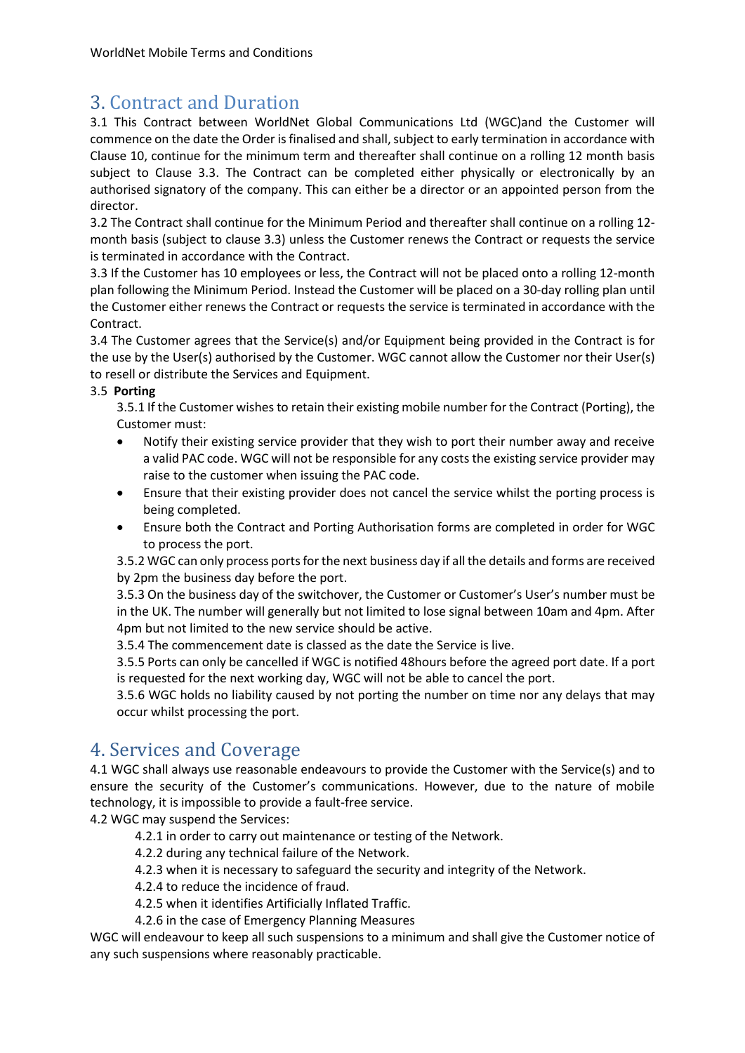## 3. Contract and Duration

3.1 This Contract between WorldNet Global Communications Ltd (WGC)and the Customer will commence on the date the Order is finalised and shall, subject to early termination in accordance with Clause 10, continue for the minimum term and thereafter shall continue on a rolling 12 month basis subject to Clause 3.3. The Contract can be completed either physically or electronically by an authorised signatory of the company. This can either be a director or an appointed person from the director.

3.2 The Contract shall continue for the Minimum Period and thereafter shall continue on a rolling 12-month basis (subject to clause 3.3) unless the Customer renews the Contract or requests the service is terminated in accordance with the Contract.

3.3 If the Customer has 10 employees or less, the Contract will not be placed onto a rolling 12-month plan following the Minimum Period. Instead the Customer will be placed on a 30-day rolling plan until the Customer either renews the Contract or requests the service is terminated in accordance with the Contract.

3.4 The Customer agrees that the Service(s) and/or Equipment being provided in the Contract is for the use by the User(s) authorised by the Customer. WGC cannot allow the Customer nor their User(s) to resell or distribute the Services and Equipment.

3.5 **Porting**

3.5.1 If the Customer wishes to retain their existing mobile number for the Contract (Porting), the Customer must:

- Notify their existing service provider that they wish to port their number away and receive a valid PAC code. WGC will not be responsible for any costs the existing service provider may raise to the customer when issuing the PAC code.
- Ensure that their existing provider does not cancel the service whilst the porting process is being completed.
- Ensure both the Contract and Porting Authorisation forms are completed in order for WGC to process the port.

3.5.2 WGC can only process ports for the next business day if all the details and forms are received by 2pm the business day before the port.

3.5.3 On the business day of the switchover, the Customer or Customer's User's number must be in the UK. The number will generally but not limited to lose signal between 10am and 4pm. After 4pm but not limited to the new service should be active.

3.5.4 The commencement date is classed as the date the Service is live.

3.5.5 Ports can only be cancelled if WGC is notified 48hours before the agreed port date. If a port is requested for the next working day, WGC will not be able to cancel the port.

3.5.6 WGC holds no liability caused by not porting the number on time nor any delays that may occur whilst processing the port.

## 4. Services and Coverage

4.1 WGC shall always use reasonable endeavours to provide the Customer with the Service(s) and to ensure the security of the Customer's communications. However, due to the nature of mobile technology, it is impossible to provide a fault-free service.

4.2 WGC may suspend the Services:

4.2.1 in order to carry out maintenance or testing of the Network.

4.2.2 during any technical failure of the Network.

4.2.3 when it is necessary to safeguard the security and integrity of the Network.

4.2.4 to reduce the incidence of fraud.

4.2.5 when it identifies Artificially Inflated Traffic.

4.2.6 in the case of Emergency Planning Measures

WGC will endeavour to keep all such suspensions to a minimum and shall give the Customer notice of any such suspensions where reasonably practicable.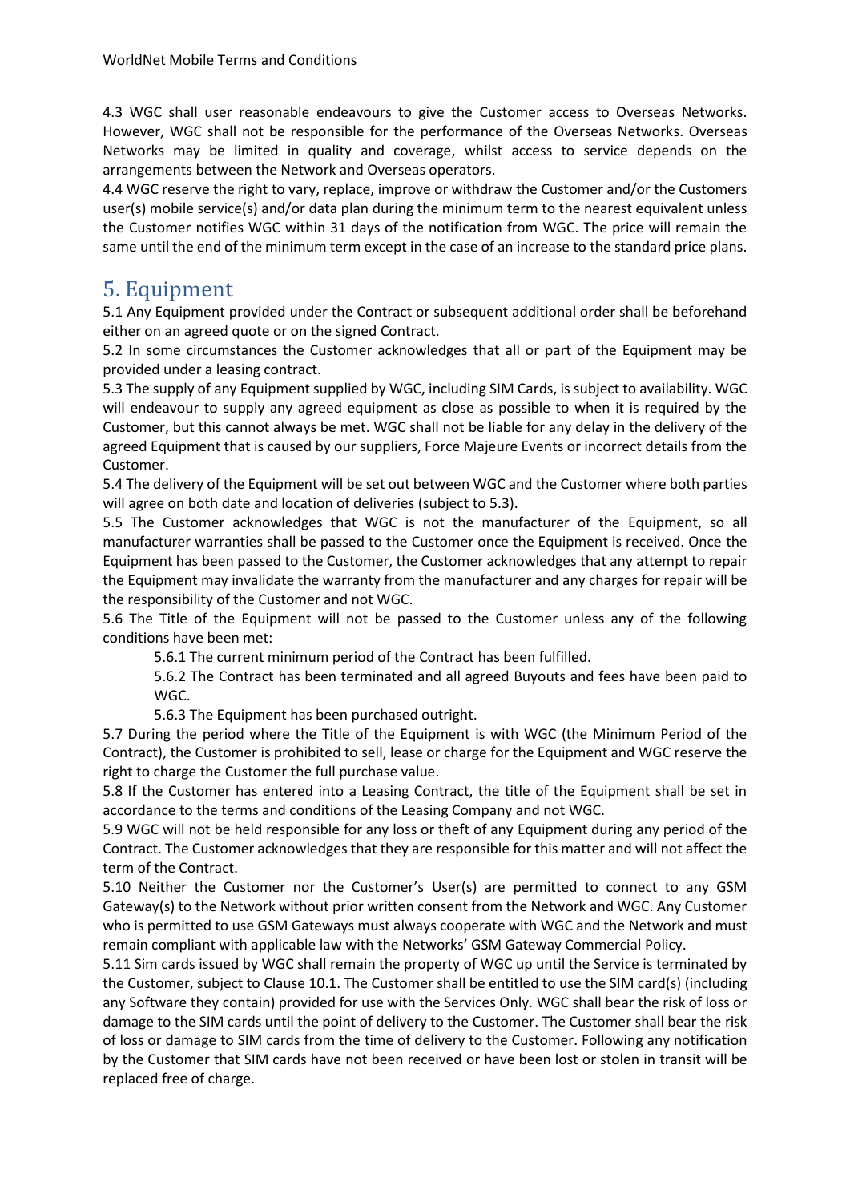4.3 WGC shall user reasonable endeavours to give the Customer access to Overseas Networks. However, WGC shall not be responsible for the performance of the Overseas Networks. Overseas Networks may be limited in quality and coverage, whilst access to service depends on the arrangements between the Network and Overseas operators.

4.4 WGC reserve the right to vary, replace, improve or withdraw the Customer and/or the Customers user(s) mobile service(s) and/or data plan during the minimum term to the nearest equivalent unless the Customer notifies WGC within 31 days of the notification from WGC. The price will remain the same until the end of the minimum term except in the case of an increase to the standard price plans.

# 5. Equipment

5.1 Any Equipment provided under the Contract or subsequent additional order shall be beforehand either on an agreed quote or on the signed Contract.

5.2 In some circumstances the Customer acknowledges that all or part of the Equipment may be provided under a leasing contract.

5.3 The supply of any Equipment supplied by WGC, including SIM Cards, is subject to availability. WGC will endeavour to supply any agreed equipment as close as possible to when it is required by the Customer, but this cannot always be met. WGC shall not be liable for any delay in the delivery of the agreed Equipment that is caused by our suppliers, Force Majeure Events or incorrect details from the Customer.

5.4 The delivery of the Equipment will be set out between WGC and the Customer where both parties will agree on both date and location of deliveries (subject to 5.3).

5.5 The Customer acknowledges that WGC is not the manufacturer of the Equipment, so all manufacturer warranties shall be passed to the Customer once the Equipment is received. Once the Equipment has been passed to the Customer, the Customer acknowledges that any attempt to repair the Equipment may invalidate the warranty from the manufacturer and any charges for repair will be the responsibility of the Customer and not WGC.

5.6 The Title of the Equipment will not be passed to the Customer unless any of the following conditions have been met:

> 5.6.1 The current minimum period of the Contract has been fulfilled.
>
> 5.6.2 The Contract has been terminated and all agreed Buyouts and fees have been paid to WGC.
>
> 5.6.3 The Equipment has been purchased outright.

5.7 During the period where the Title of the Equipment is with WGC (the Minimum Period of the Contract), the Customer is prohibited to sell, lease or charge for the Equipment and WGC reserve the right to charge the Customer the full purchase value.

5.8 If the Customer has entered into a Leasing Contract, the title of the Equipment shall be set in accordance to the terms and conditions of the Leasing Company and not WGC.

5.9 WGC will not be held responsible for any loss or theft of any Equipment during any period of the Contract. The Customer acknowledges that they are responsible for this matter and will not affect the term of the Contract.

5.10 Neither the Customer nor the Customer's User(s) are permitted to connect to any GSM Gateway(s) to the Network without prior written consent from the Network and WGC. Any Customer who is permitted to use GSM Gateways must always cooperate with WGC and the Network and must remain compliant with applicable law with the Networks' GSM Gateway Commercial Policy.

5.11 Sim cards issued by WGC shall remain the property of WGC up until the Service is terminated by the Customer, subject to Clause 10.1. The Customer shall be entitled to use the SIM card(s) (including any Software they contain) provided for use with the Services Only. WGC shall bear the risk of loss or damage to the SIM cards until the point of delivery to the Customer. The Customer shall bear the risk of loss or damage to SIM cards from the time of delivery to the Customer. Following any notification by the Customer that SIM cards have not been received or have been lost or stolen in transit will be replaced free of charge.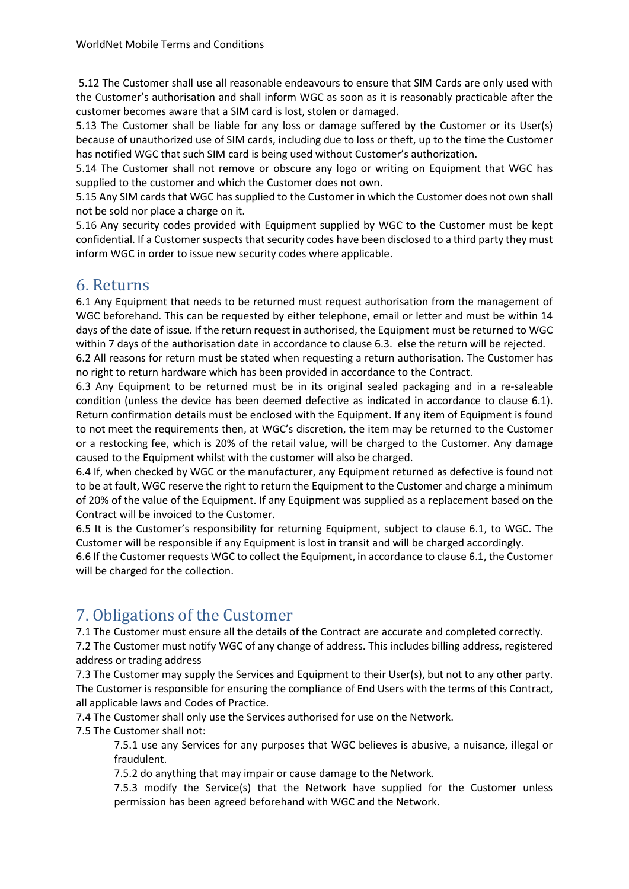5.12 The Customer shall use all reasonable endeavours to ensure that SIM Cards are only used with the Customer's authorisation and shall inform WGC as soon as it is reasonably practicable after the customer becomes aware that a SIM card is lost, stolen or damaged.

5.13 The Customer shall be liable for any loss or damage suffered by the Customer or its User(s) because of unauthorized use of SIM cards, including due to loss or theft, up to the time the Customer has notified WGC that such SIM card is being used without Customer's authorization.

5.14 The Customer shall not remove or obscure any logo or writing on Equipment that WGC has supplied to the customer and which the Customer does not own.

5.15 Any SIM cards that WGC has supplied to the Customer in which the Customer does not own shall not be sold nor place a charge on it.

5.16 Any security codes provided with Equipment supplied by WGC to the Customer must be kept confidential. If a Customer suspects that security codes have been disclosed to a third party they must inform WGC in order to issue new security codes where applicable.

## 6. Returns

6.1 Any Equipment that needs to be returned must request authorisation from the management of WGC beforehand. This can be requested by either telephone, email or letter and must be within 14 days of the date of issue. If the return request in authorised, the Equipment must be returned to WGC within 7 days of the authorisation date in accordance to clause 6.3. else the return will be rejected.

6.2 All reasons for return must be stated when requesting a return authorisation. The Customer has no right to return hardware which has been provided in accordance to the Contract.

6.3 Any Equipment to be returned must be in its original sealed packaging and in a re-saleable condition (unless the device has been deemed defective as indicated in accordance to clause 6.1). Return confirmation details must be enclosed with the Equipment. If any item of Equipment is found to not meet the requirements then, at WGC's discretion, the item may be returned to the Customer or a restocking fee, which is 20% of the retail value, will be charged to the Customer. Any damage caused to the Equipment whilst with the customer will also be charged.

6.4 If, when checked by WGC or the manufacturer, any Equipment returned as defective is found not to be at fault, WGC reserve the right to return the Equipment to the Customer and charge a minimum of 20% of the value of the Equipment. If any Equipment was supplied as a replacement based on the Contract will be invoiced to the Customer.

6.5 It is the Customer's responsibility for returning Equipment, subject to clause 6.1, to WGC. The Customer will be responsible if any Equipment is lost in transit and will be charged accordingly.

6.6 If the Customer requests WGC to collect the Equipment, in accordance to clause 6.1, the Customer will be charged for the collection.

## 7. Obligations of the Customer

7.1 The Customer must ensure all the details of the Contract are accurate and completed correctly.

7.2 The Customer must notify WGC of any change of address. This includes billing address, registered address or trading address

7.3 The Customer may supply the Services and Equipment to their User(s), but not to any other party. The Customer is responsible for ensuring the compliance of End Users with the terms of this Contract, all applicable laws and Codes of Practice.

7.4 The Customer shall only use the Services authorised for use on the Network.

7.5 The Customer shall not:

> 7.5.1 use any Services for any purposes that WGC believes is abusive, a nuisance, illegal or fraudulent.
>
> 7.5.2 do anything that may impair or cause damage to the Network.
>
> 7.5.3 modify the Service(s) that the Network have supplied for the Customer unless permission has been agreed beforehand with WGC and the Network.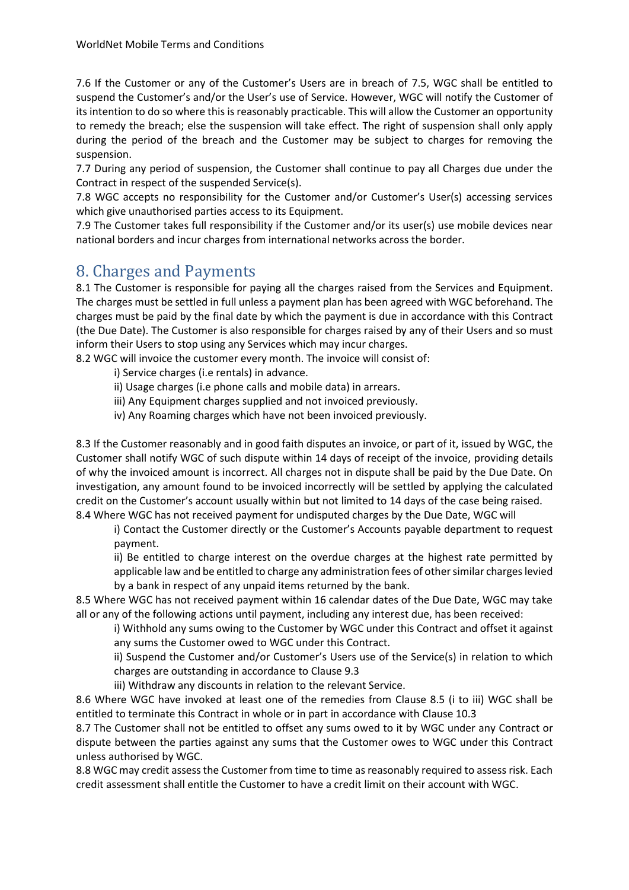7.6 If the Customer or any of the Customer's Users are in breach of 7.5, WGC shall be entitled to suspend the Customer's and/or the User's use of Service. However, WGC will notify the Customer of its intention to do so where this is reasonably practicable. This will allow the Customer an opportunity to remedy the breach; else the suspension will take effect. The right of suspension shall only apply during the period of the breach and the Customer may be subject to charges for removing the suspension.

7.7 During any period of suspension, the Customer shall continue to pay all Charges due under the Contract in respect of the suspended Service(s).

7.8 WGC accepts no responsibility for the Customer and/or Customer's User(s) accessing services which give unauthorised parties access to its Equipment.

7.9 The Customer takes full responsibility if the Customer and/or its user(s) use mobile devices near national borders and incur charges from international networks across the border.

## 8. Charges and Payments

8.1 The Customer is responsible for paying all the charges raised from the Services and Equipment. The charges must be settled in full unless a payment plan has been agreed with WGC beforehand. The charges must be paid by the final date by which the payment is due in accordance with this Contract (the Due Date). The Customer is also responsible for charges raised by any of their Users and so must inform their Users to stop using any Services which may incur charges.

8.2 WGC will invoice the customer every month. The invoice will consist of:

i) Service charges (i.e rentals) in advance.

ii) Usage charges (i.e phone calls and mobile data) in arrears.

iii) Any Equipment charges supplied and not invoiced previously.

iv) Any Roaming charges which have not been invoiced previously.

8.3 If the Customer reasonably and in good faith disputes an invoice, or part of it, issued by WGC, the Customer shall notify WGC of such dispute within 14 days of receipt of the invoice, providing details of why the invoiced amount is incorrect. All charges not in dispute shall be paid by the Due Date. On investigation, any amount found to be invoiced incorrectly will be settled by applying the calculated credit on the Customer's account usually within but not limited to 14 days of the case being raised.

8.4 Where WGC has not received payment for undisputed charges by the Due Date, WGC will

i) Contact the Customer directly or the Customer's Accounts payable department to request payment.

ii) Be entitled to charge interest on the overdue charges at the highest rate permitted by applicable law and be entitled to charge any administration fees of other similar charges levied by a bank in respect of any unpaid items returned by the bank.

8.5 Where WGC has not received payment within 16 calendar dates of the Due Date, WGC may take all or any of the following actions until payment, including any interest due, has been received:

i) Withhold any sums owing to the Customer by WGC under this Contract and offset it against any sums the Customer owed to WGC under this Contract.

ii) Suspend the Customer and/or Customer's Users use of the Service(s) in relation to which charges are outstanding in accordance to Clause 9.3

iii) Withdraw any discounts in relation to the relevant Service.

8.6 Where WGC have invoked at least one of the remedies from Clause 8.5 (i to iii) WGC shall be entitled to terminate this Contract in whole or in part in accordance with Clause 10.3

8.7 The Customer shall not be entitled to offset any sums owed to it by WGC under any Contract or dispute between the parties against any sums that the Customer owes to WGC under this Contract unless authorised by WGC.

8.8 WGC may credit assess the Customer from time to time as reasonably required to assess risk. Each credit assessment shall entitle the Customer to have a credit limit on their account with WGC.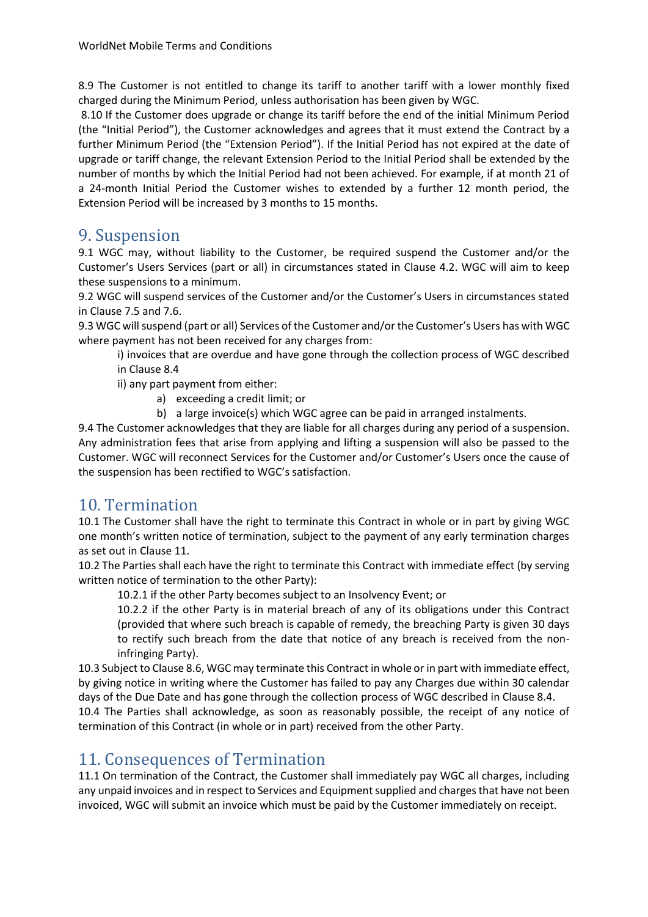8.9 The Customer is not entitled to change its tariff to another tariff with a lower monthly fixed charged during the Minimum Period, unless authorisation has been given by WGC.

8.10 If the Customer does upgrade or change its tariff before the end of the initial Minimum Period (the "Initial Period"), the Customer acknowledges and agrees that it must extend the Contract by a further Minimum Period (the "Extension Period"). If the Initial Period has not expired at the date of upgrade or tariff change, the relevant Extension Period to the Initial Period shall be extended by the number of months by which the Initial Period had not been achieved. For example, if at month 21 of a 24-month Initial Period the Customer wishes to extended by a further 12 month period, the Extension Period will be increased by 3 months to 15 months.

# 9. Suspension

9.1 WGC may, without liability to the Customer, be required suspend the Customer and/or the Customer's Users Services (part or all) in circumstances stated in Clause 4.2. WGC will aim to keep these suspensions to a minimum.

9.2 WGC will suspend services of the Customer and/or the Customer's Users in circumstances stated in Clause 7.5 and 7.6.

9.3 WGC will suspend (part or all) Services of the Customer and/or the Customer's Users has with WGC where payment has not been received for any charges from:

i) invoices that are overdue and have gone through the collection process of WGC described in Clause 8.4

ii) any part payment from either:

a) exceeding a credit limit; or
b) a large invoice(s) which WGC agree can be paid in arranged instalments.

9.4 The Customer acknowledges that they are liable for all charges during any period of a suspension. Any administration fees that arise from applying and lifting a suspension will also be passed to the Customer. WGC will reconnect Services for the Customer and/or Customer's Users once the cause of the suspension has been rectified to WGC's satisfaction.

# 10. Termination

10.1 The Customer shall have the right to terminate this Contract in whole or in part by giving WGC one month's written notice of termination, subject to the payment of any early termination charges as set out in Clause 11.

10.2 The Parties shall each have the right to terminate this Contract with immediate effect (by serving written notice of termination to the other Party):

10.2.1 if the other Party becomes subject to an Insolvency Event; or

10.2.2 if the other Party is in material breach of any of its obligations under this Contract (provided that where such breach is capable of remedy, the breaching Party is given 30 days to rectify such breach from the date that notice of any breach is received from the non-infringing Party).

10.3 Subject to Clause 8.6, WGC may terminate this Contract in whole or in part with immediate effect, by giving notice in writing where the Customer has failed to pay any Charges due within 30 calendar days of the Due Date and has gone through the collection process of WGC described in Clause 8.4.

10.4 The Parties shall acknowledge, as soon as reasonably possible, the receipt of any notice of termination of this Contract (in whole or in part) received from the other Party.

# 11. Consequences of Termination

11.1 On termination of the Contract, the Customer shall immediately pay WGC all charges, including any unpaid invoices and in respect to Services and Equipment supplied and charges that have not been invoiced, WGC will submit an invoice which must be paid by the Customer immediately on receipt.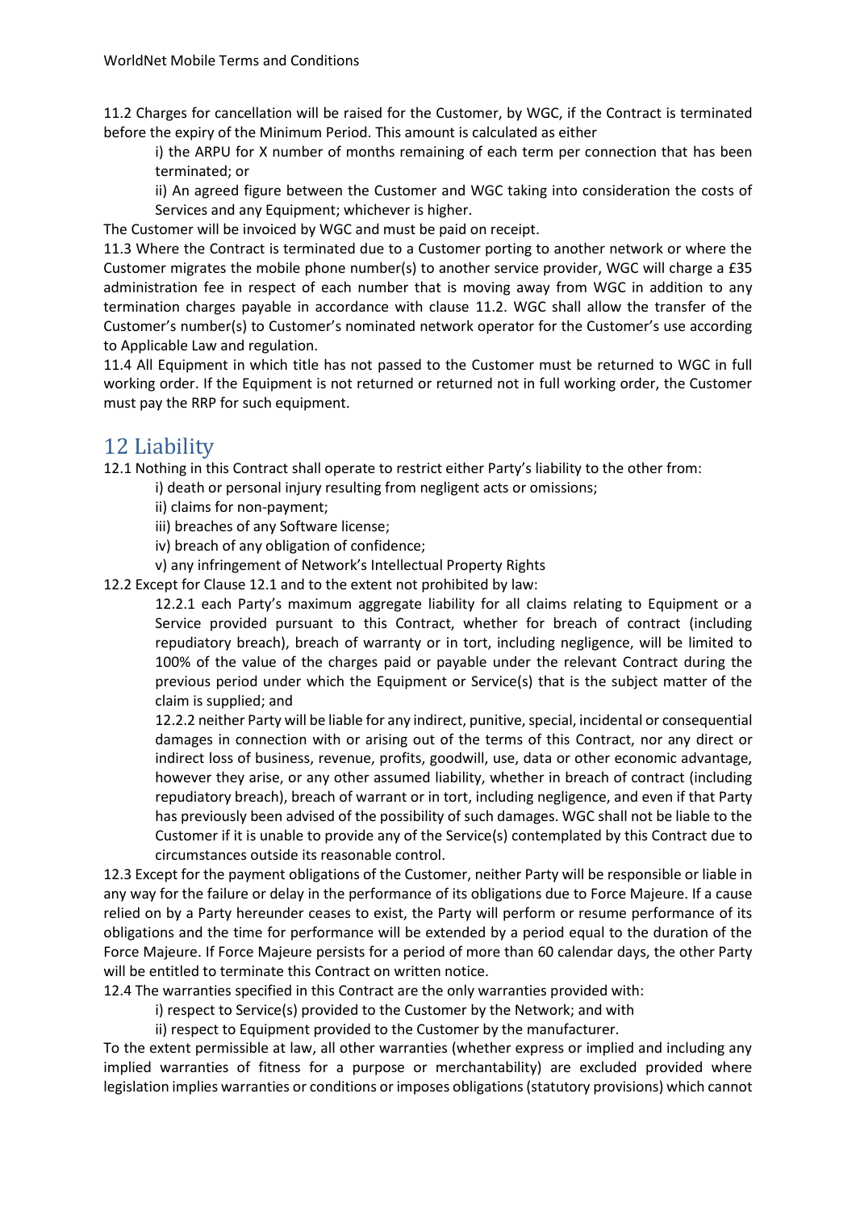11.2 Charges for cancellation will be raised for the Customer, by WGC, if the Contract is terminated before the expiry of the Minimum Period. This amount is calculated as either

i) the ARPU for X number of months remaining of each term per connection that has been terminated; or

ii) An agreed figure between the Customer and WGC taking into consideration the costs of Services and any Equipment; whichever is higher.

The Customer will be invoiced by WGC and must be paid on receipt.

11.3 Where the Contract is terminated due to a Customer porting to another network or where the Customer migrates the mobile phone number(s) to another service provider, WGC will charge a £35 administration fee in respect of each number that is moving away from WGC in addition to any termination charges payable in accordance with clause 11.2. WGC shall allow the transfer of the Customer's number(s) to Customer's nominated network operator for the Customer's use according to Applicable Law and regulation.

11.4 All Equipment in which title has not passed to the Customer must be returned to WGC in full working order. If the Equipment is not returned or returned not in full working order, the Customer must pay the RRP for such equipment.

# 12 Liability

12.1 Nothing in this Contract shall operate to restrict either Party's liability to the other from:

i) death or personal injury resulting from negligent acts or omissions;

ii) claims for non-payment;

iii) breaches of any Software license;

iv) breach of any obligation of confidence;

v) any infringement of Network's Intellectual Property Rights

12.2 Except for Clause 12.1 and to the extent not prohibited by law:

12.2.1 each Party's maximum aggregate liability for all claims relating to Equipment or a Service provided pursuant to this Contract, whether for breach of contract (including repudiatory breach), breach of warranty or in tort, including negligence, will be limited to 100% of the value of the charges paid or payable under the relevant Contract during the previous period under which the Equipment or Service(s) that is the subject matter of the claim is supplied; and

12.2.2 neither Party will be liable for any indirect, punitive, special, incidental or consequential damages in connection with or arising out of the terms of this Contract, nor any direct or indirect loss of business, revenue, profits, goodwill, use, data or other economic advantage, however they arise, or any other assumed liability, whether in breach of contract (including repudiatory breach), breach of warrant or in tort, including negligence, and even if that Party has previously been advised of the possibility of such damages. WGC shall not be liable to the Customer if it is unable to provide any of the Service(s) contemplated by this Contract due to circumstances outside its reasonable control.

12.3 Except for the payment obligations of the Customer, neither Party will be responsible or liable in any way for the failure or delay in the performance of its obligations due to Force Majeure. If a cause relied on by a Party hereunder ceases to exist, the Party will perform or resume performance of its obligations and the time for performance will be extended by a period equal to the duration of the Force Majeure. If Force Majeure persists for a period of more than 60 calendar days, the other Party will be entitled to terminate this Contract on written notice.

12.4 The warranties specified in this Contract are the only warranties provided with:

i) respect to Service(s) provided to the Customer by the Network; and with

ii) respect to Equipment provided to the Customer by the manufacturer.

To the extent permissible at law, all other warranties (whether express or implied and including any implied warranties of fitness for a purpose or merchantability) are excluded provided where legislation implies warranties or conditions or imposes obligations (statutory provisions) which cannot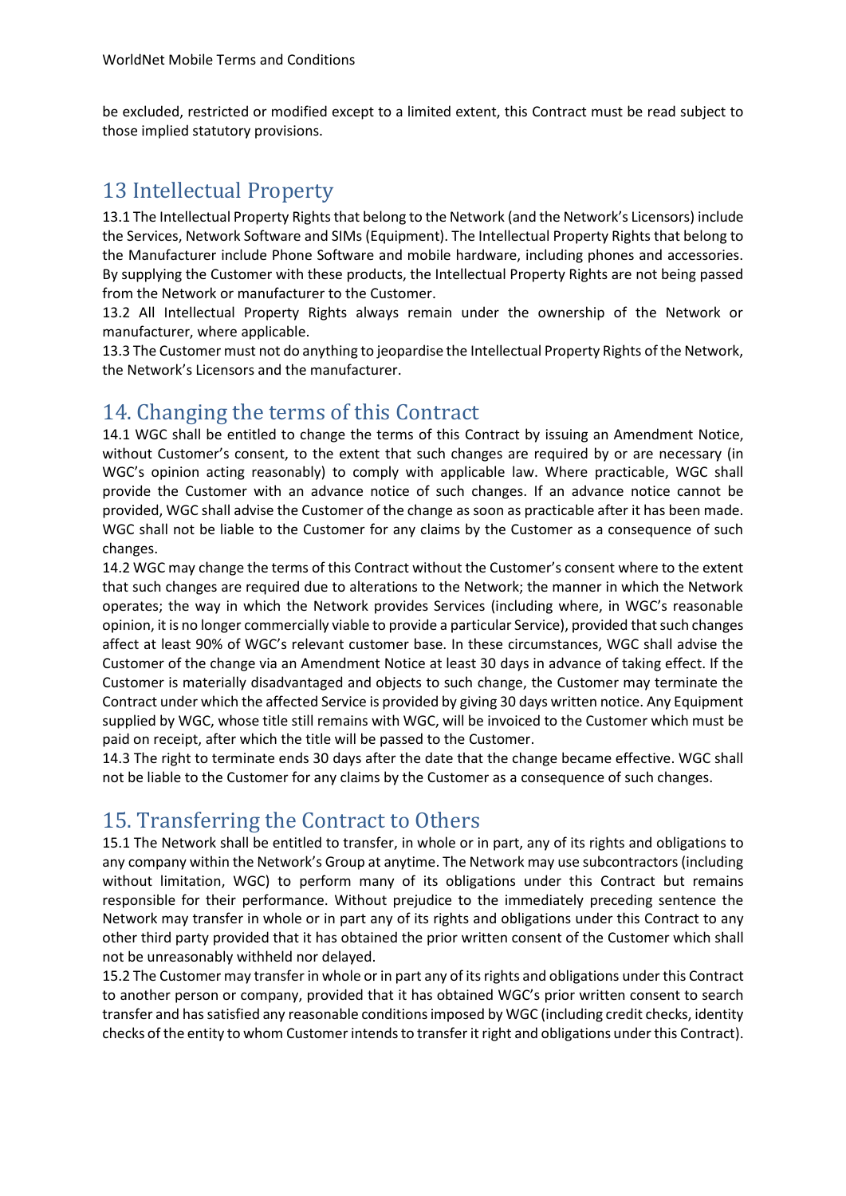be excluded, restricted or modified except to a limited extent, this Contract must be read subject to those implied statutory provisions.

## 13 Intellectual Property

13.1 The Intellectual Property Rights that belong to the Network (and the Network's Licensors) include the Services, Network Software and SIMs (Equipment). The Intellectual Property Rights that belong to the Manufacturer include Phone Software and mobile hardware, including phones and accessories. By supplying the Customer with these products, the Intellectual Property Rights are not being passed from the Network or manufacturer to the Customer.

13.2 All Intellectual Property Rights always remain under the ownership of the Network or manufacturer, where applicable.

13.3 The Customer must not do anything to jeopardise the Intellectual Property Rights of the Network, the Network's Licensors and the manufacturer.

## 14. Changing the terms of this Contract

14.1 WGC shall be entitled to change the terms of this Contract by issuing an Amendment Notice, without Customer's consent, to the extent that such changes are required by or are necessary (in WGC's opinion acting reasonably) to comply with applicable law. Where practicable, WGC shall provide the Customer with an advance notice of such changes. If an advance notice cannot be provided, WGC shall advise the Customer of the change as soon as practicable after it has been made. WGC shall not be liable to the Customer for any claims by the Customer as a consequence of such changes.

14.2 WGC may change the terms of this Contract without the Customer's consent where to the extent that such changes are required due to alterations to the Network; the manner in which the Network operates; the way in which the Network provides Services (including where, in WGC's reasonable opinion, it is no longer commercially viable to provide a particular Service), provided that such changes affect at least 90% of WGC's relevant customer base. In these circumstances, WGC shall advise the Customer of the change via an Amendment Notice at least 30 days in advance of taking effect. If the Customer is materially disadvantaged and objects to such change, the Customer may terminate the Contract under which the affected Service is provided by giving 30 days written notice. Any Equipment supplied by WGC, whose title still remains with WGC, will be invoiced to the Customer which must be paid on receipt, after which the title will be passed to the Customer.

14.3 The right to terminate ends 30 days after the date that the change became effective. WGC shall not be liable to the Customer for any claims by the Customer as a consequence of such changes.

## 15. Transferring the Contract to Others

15.1 The Network shall be entitled to transfer, in whole or in part, any of its rights and obligations to any company within the Network's Group at anytime. The Network may use subcontractors (including without limitation, WGC) to perform many of its obligations under this Contract but remains responsible for their performance. Without prejudice to the immediately preceding sentence the Network may transfer in whole or in part any of its rights and obligations under this Contract to any other third party provided that it has obtained the prior written consent of the Customer which shall not be unreasonably withheld nor delayed.

15.2 The Customer may transfer in whole or in part any of its rights and obligations under this Contract to another person or company, provided that it has obtained WGC's prior written consent to search transfer and has satisfied any reasonable conditions imposed by WGC (including credit checks, identity checks of the entity to whom Customer intends to transfer it right and obligations under this Contract).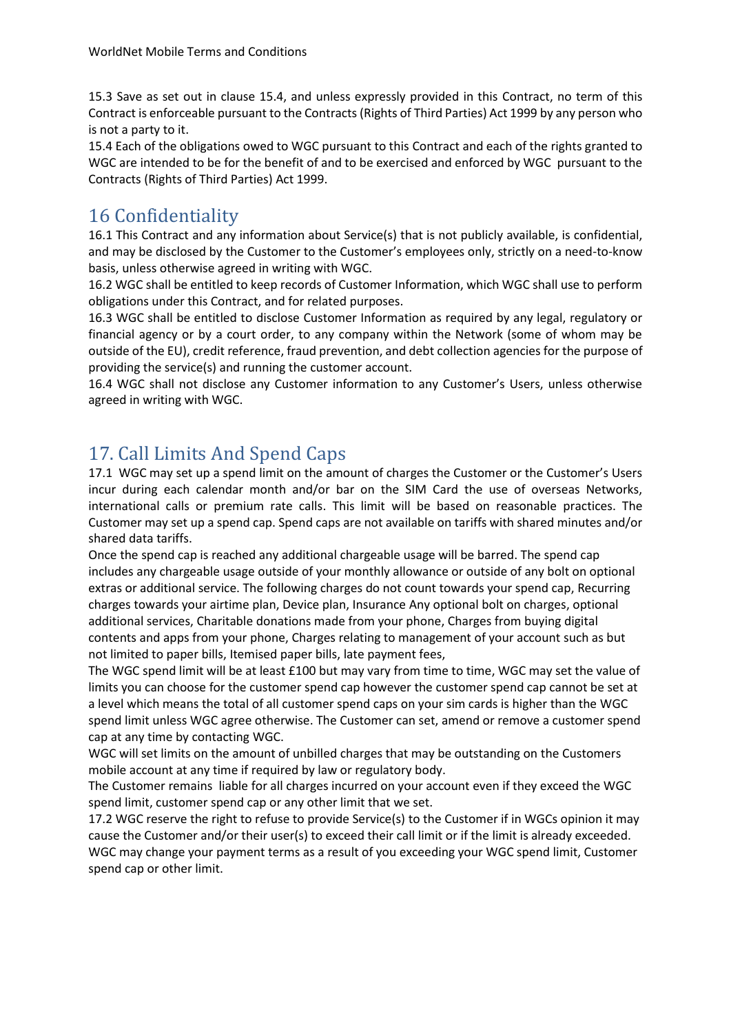15.3 Save as set out in clause 15.4, and unless expressly provided in this Contract, no term of this Contract is enforceable pursuant to the Contracts (Rights of Third Parties) Act 1999 by any person who is not a party to it.
15.4 Each of the obligations owed to WGC pursuant to this Contract and each of the rights granted to WGC are intended to be for the benefit of and to be exercised and enforced by WGC pursuant to the Contracts (Rights of Third Parties) Act 1999.

## 16 Confidentiality

16.1 This Contract and any information about Service(s) that is not publicly available, is confidential, and may be disclosed by the Customer to the Customer's employees only, strictly on a need-to-know basis, unless otherwise agreed in writing with WGC.
16.2 WGC shall be entitled to keep records of Customer Information, which WGC shall use to perform obligations under this Contract, and for related purposes.
16.3 WGC shall be entitled to disclose Customer Information as required by any legal, regulatory or financial agency or by a court order, to any company within the Network (some of whom may be outside of the EU), credit reference, fraud prevention, and debt collection agencies for the purpose of providing the service(s) and running the customer account.
16.4 WGC shall not disclose any Customer information to any Customer's Users, unless otherwise agreed in writing with WGC.

## 17. Call Limits And Spend Caps

17.1 WGC may set up a spend limit on the amount of charges the Customer or the Customer's Users incur during each calendar month and/or bar on the SIM Card the use of overseas Networks, international calls or premium rate calls. This limit will be based on reasonable practices. The Customer may set up a spend cap. Spend caps are not available on tariffs with shared minutes and/or shared data tariffs.
Once the spend cap is reached any additional chargeable usage will be barred. The spend cap includes any chargeable usage outside of your monthly allowance or outside of any bolt on optional extras or additional service. The following charges do not count towards your spend cap, Recurring charges towards your airtime plan, Device plan, Insurance Any optional bolt on charges, optional additional services, Charitable donations made from your phone, Charges from buying digital contents and apps from your phone, Charges relating to management of your account such as but not limited to paper bills, Itemised paper bills, late payment fees,
The WGC spend limit will be at least £100 but may vary from time to time, WGC may set the value of limits you can choose for the customer spend cap however the customer spend cap cannot be set at a level which means the total of all customer spend caps on your sim cards is higher than the WGC spend limit unless WGC agree otherwise. The Customer can set, amend or remove a customer spend cap at any time by contacting WGC.
WGC will set limits on the amount of unbilled charges that may be outstanding on the Customers mobile account at any time if required by law or regulatory body.
The Customer remains liable for all charges incurred on your account even if they exceed the WGC spend limit, customer spend cap or any other limit that we set.
17.2 WGC reserve the right to refuse to provide Service(s) to the Customer if in WGCs opinion it may cause the Customer and/or their user(s) to exceed their call limit or if the limit is already exceeded. WGC may change your payment terms as a result of you exceeding your WGC spend limit, Customer spend cap or other limit.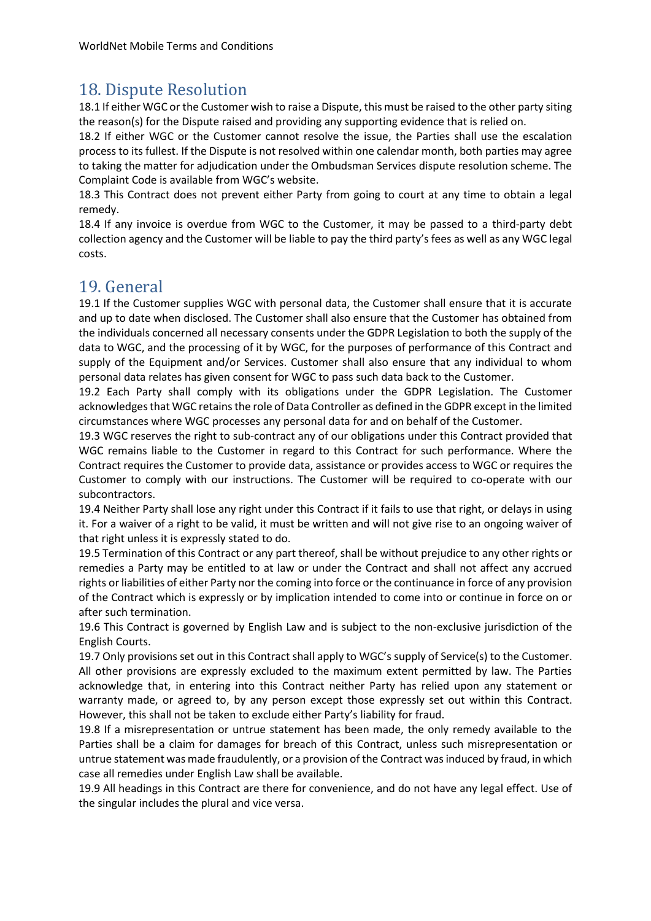## 18. Dispute Resolution

18.1 If either WGC or the Customer wish to raise a Dispute, this must be raised to the other party siting the reason(s) for the Dispute raised and providing any supporting evidence that is relied on.

18.2 If either WGC or the Customer cannot resolve the issue, the Parties shall use the escalation process to its fullest. If the Dispute is not resolved within one calendar month, both parties may agree to taking the matter for adjudication under the Ombudsman Services dispute resolution scheme. The Complaint Code is available from WGC's website.

18.3 This Contract does not prevent either Party from going to court at any time to obtain a legal remedy.

18.4 If any invoice is overdue from WGC to the Customer, it may be passed to a third-party debt collection agency and the Customer will be liable to pay the third party's fees as well as any WGC legal costs.

## 19. General

19.1 If the Customer supplies WGC with personal data, the Customer shall ensure that it is accurate and up to date when disclosed. The Customer shall also ensure that the Customer has obtained from the individuals concerned all necessary consents under the GDPR Legislation to both the supply of the data to WGC, and the processing of it by WGC, for the purposes of performance of this Contract and supply of the Equipment and/or Services. Customer shall also ensure that any individual to whom personal data relates has given consent for WGC to pass such data back to the Customer.

19.2 Each Party shall comply with its obligations under the GDPR Legislation. The Customer acknowledges that WGC retains the role of Data Controller as defined in the GDPR except in the limited circumstances where WGC processes any personal data for and on behalf of the Customer.

19.3 WGC reserves the right to sub-contract any of our obligations under this Contract provided that WGC remains liable to the Customer in regard to this Contract for such performance. Where the Contract requires the Customer to provide data, assistance or provides access to WGC or requires the Customer to comply with our instructions. The Customer will be required to co-operate with our subcontractors.

19.4 Neither Party shall lose any right under this Contract if it fails to use that right, or delays in using it. For a waiver of a right to be valid, it must be written and will not give rise to an ongoing waiver of that right unless it is expressly stated to do.

19.5 Termination of this Contract or any part thereof, shall be without prejudice to any other rights or remedies a Party may be entitled to at law or under the Contract and shall not affect any accrued rights or liabilities of either Party nor the coming into force or the continuance in force of any provision of the Contract which is expressly or by implication intended to come into or continue in force on or after such termination.

19.6 This Contract is governed by English Law and is subject to the non-exclusive jurisdiction of the English Courts.

19.7 Only provisions set out in this Contract shall apply to WGC's supply of Service(s) to the Customer. All other provisions are expressly excluded to the maximum extent permitted by law. The Parties acknowledge that, in entering into this Contract neither Party has relied upon any statement or warranty made, or agreed to, by any person except those expressly set out within this Contract. However, this shall not be taken to exclude either Party's liability for fraud.

19.8 If a misrepresentation or untrue statement has been made, the only remedy available to the Parties shall be a claim for damages for breach of this Contract, unless such misrepresentation or untrue statement was made fraudulently, or a provision of the Contract was induced by fraud, in which case all remedies under English Law shall be available.

19.9 All headings in this Contract are there for convenience, and do not have any legal effect. Use of the singular includes the plural and vice versa.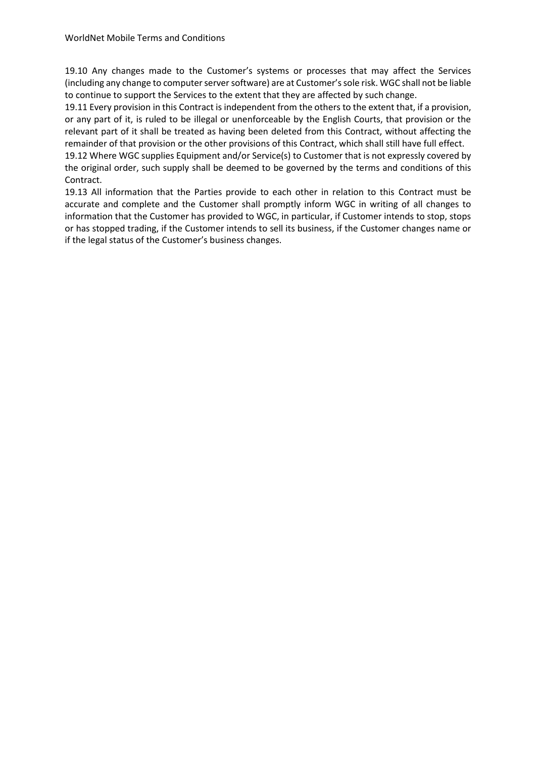19.10 Any changes made to the Customer's systems or processes that may affect the Services (including any change to computer server software) are at Customer's sole risk. WGC shall not be liable to continue to support the Services to the extent that they are affected by such change.

19.11 Every provision in this Contract is independent from the others to the extent that, if a provision, or any part of it, is ruled to be illegal or unenforceable by the English Courts, that provision or the relevant part of it shall be treated as having been deleted from this Contract, without affecting the remainder of that provision or the other provisions of this Contract, which shall still have full effect.

19.12 Where WGC supplies Equipment and/or Service(s) to Customer that is not expressly covered by the original order, such supply shall be deemed to be governed by the terms and conditions of this Contract.

19.13 All information that the Parties provide to each other in relation to this Contract must be accurate and complete and the Customer shall promptly inform WGC in writing of all changes to information that the Customer has provided to WGC, in particular, if Customer intends to stop, stops or has stopped trading, if the Customer intends to sell its business, if the Customer changes name or if the legal status of the Customer's business changes.